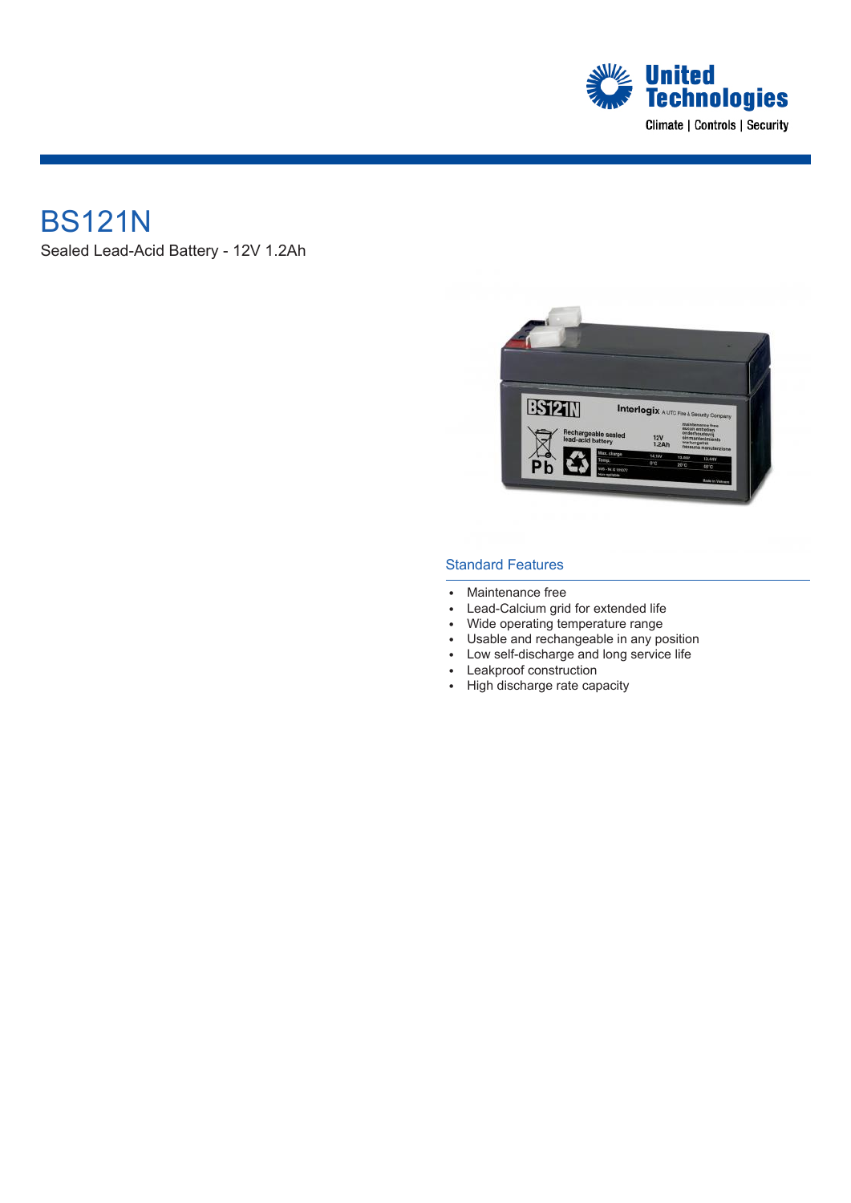# BS121N

Sealed Lead-Acid Battery - 12V 1.2Ah

## Standard Features

- Maintenance free
- Lead-Calcium grid for extended life
- Wide operating temperature range
- Usable and rechangeable in any position
- Low self-discharge and long service life
- Leakproof construction
- High discharge rate capacity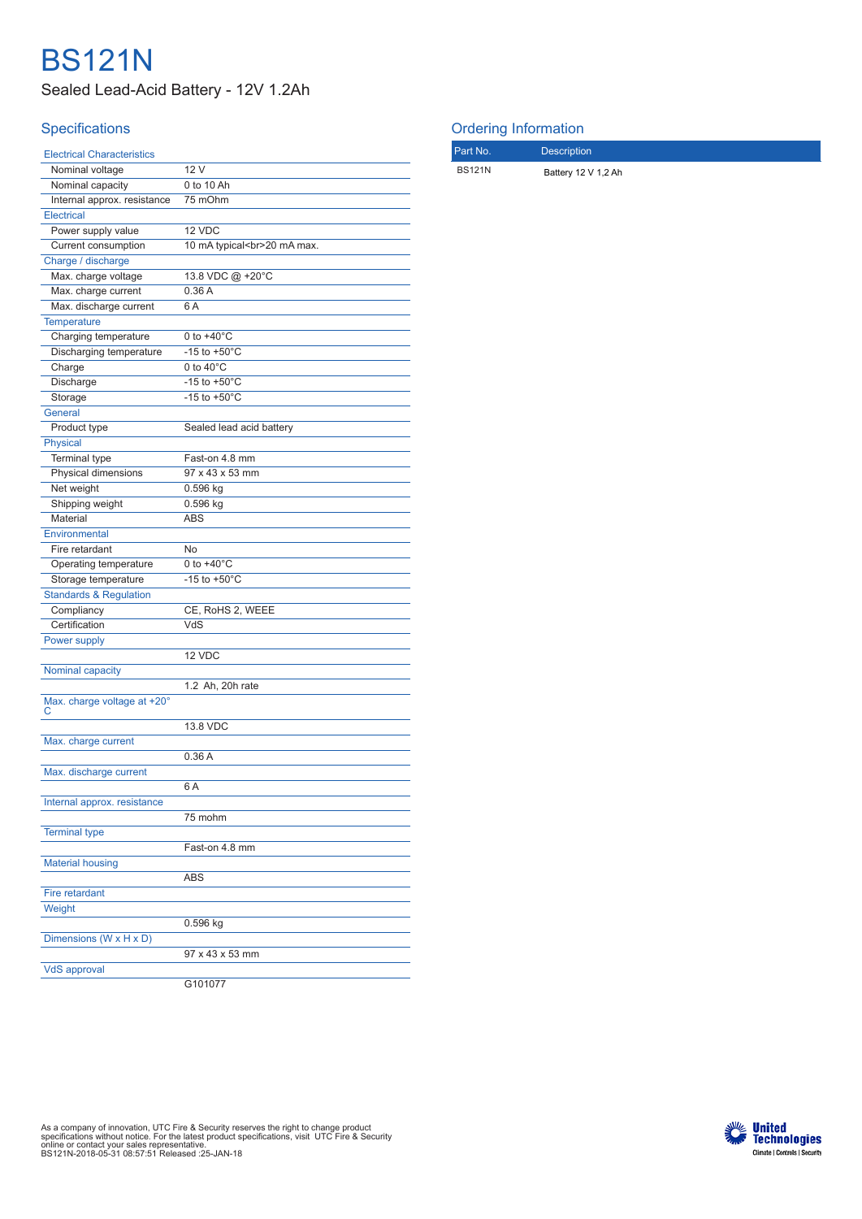# BS121N

Sealed Lead-Acid Battery - 12V 1.2Ah

## Specifications

| | |
|---|---|
| **Electrical Characteristics** | |
| Nominal voltage | 12 V |
| Nominal capacity | 0 to 10 Ah |
| Internal approx. resistance | 75 mOhm |
| **Electrical** | |
| Power supply value | 12 VDC |
| Current consumption | 10 mA typical<br>20 mA max. |
| **Charge / discharge** | |
| Max. charge voltage | 13.8 VDC @ +20°C |
| Max. charge current | 0.36 A |
| Max. discharge current | 6 A |
| **Temperature** | |
| Charging temperature | 0 to +40°C |
| Discharging temperature | -15 to +50°C |
| Charge | 0 to 40°C |
| Discharge | -15 to +50°C |
| Storage | -15 to +50°C |
| **General** | |
| Product type | Sealed lead acid battery |
| **Physical** | |
| Terminal type | Fast-on 4.8 mm |
| Physical dimensions | 97 x 43 x 53 mm |
| Net weight | 0.596 kg |
| Shipping weight | 0.596 kg |
| Material | ABS |
| **Environmental** | |
| Fire retardant | No |
| Operating temperature | 0 to +40°C |
| Storage temperature | -15 to +50°C |
| **Standards & Regulation** | |
| Compliancy | CE, RoHS 2, WEEE |
| Certification | VdS |
| **Power supply** | |
| | 12 VDC |
| **Nominal capacity** | |
| | 1.2 Ah, 20h rate |
| **Max. charge voltage at +20° C** | |
| | 13.8 VDC |
| **Max. charge current** | |
| | 0.36 A |
| **Max. discharge current** | |
| | 6 A |
| **Internal approx. resistance** | |
| | 75 mohm |
| **Terminal type** | |
| | Fast-on 4.8 mm |
| **Material housing** | |
| | ABS |
| **Fire retardant** | |
| **Weight** | |
| | 0.596 kg |
| **Dimensions (W x H x D)** | |
| | 97 x 43 x 53 mm |
| **VdS approval** | |
| | G101077 |

## Ordering Information

| Part No. | Description |
|---|---|
| BS121N | Battery 12 V 1,2 Ah |

As a company of innovation, UTC Fire & Security reserves the right to change product specifications without notice. For the latest product specifications, visit UTC Fire & Security online or contact your sales representative.
BS121N-2018-05-31 08:57:51 Released :25-JAN-18

United Technologies
Climate | Controls | Security